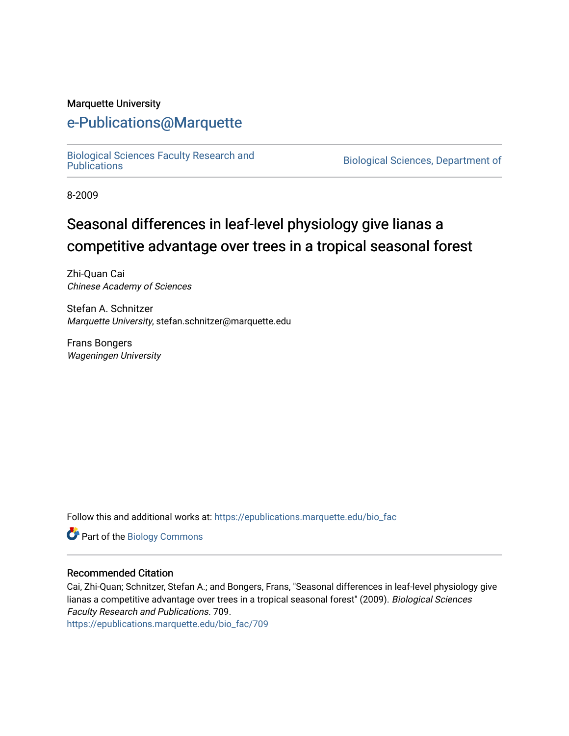Marquette University

# e-Publications@Marquette

Biological Sciences Faculty Research and Publications

Biological Sciences, Department of

8-2009

# Seasonal differences in leaf-level physiology give lianas a competitive advantage over trees in a tropical seasonal forest

Zhi-Quan Cai
*Chinese Academy of Sciences*

Stefan A. Schnitzer
*Marquette University*, stefan.schnitzer@marquette.edu

Frans Bongers
*Wageningen University*

Follow this and additional works at: https://epublications.marquette.edu/bio_fac

Part of the Biology Commons

## Recommended Citation

Cai, Zhi-Quan; Schnitzer, Stefan A.; and Bongers, Frans, "Seasonal differences in leaf-level physiology give lianas a competitive advantage over trees in a tropical seasonal forest" (2009). *Biological Sciences Faculty Research and Publications*. 709.
https://epublications.marquette.edu/bio_fac/709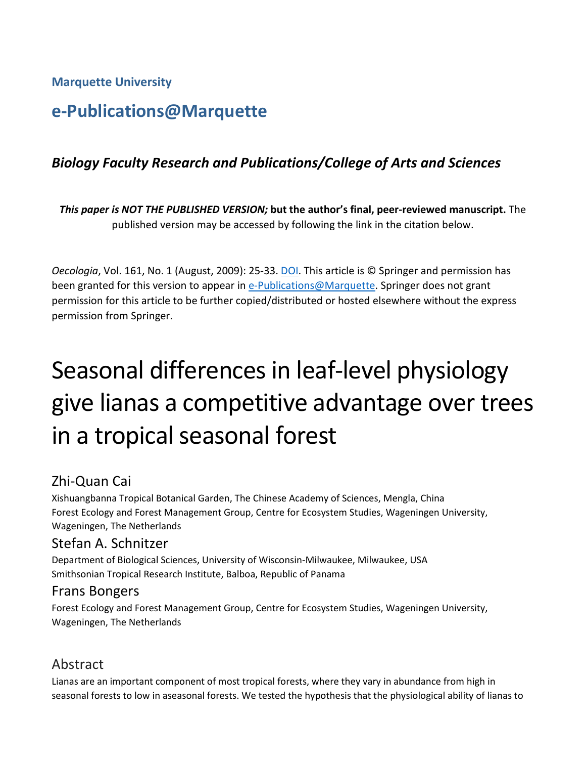Marquette University

# e-Publications@Marquette

### *Biology Faculty Research and Publications/College of Arts and Sciences*

***This paper is NOT THE PUBLISHED VERSION;* but the author's final, peer-reviewed manuscript.** The published version may be accessed by following the link in the citation below.

*Oecologia*, Vol. 161, No. 1 (August, 2009): 25-33. DOI. This article is © Springer and permission has been granted for this version to appear in e-Publications@Marquette. Springer does not grant permission for this article to be further copied/distributed or hosted elsewhere without the express permission from Springer.

# Seasonal differences in leaf-level physiology give lianas a competitive advantage over trees in a tropical seasonal forest

Zhi-Quan Cai
Xishuangbanna Tropical Botanical Garden, The Chinese Academy of Sciences, Mengla, China
Forest Ecology and Forest Management Group, Centre for Ecosystem Studies, Wageningen University, Wageningen, The Netherlands

Stefan A. Schnitzer
Department of Biological Sciences, University of Wisconsin-Milwaukee, Milwaukee, USA
Smithsonian Tropical Research Institute, Balboa, Republic of Panama

Frans Bongers
Forest Ecology and Forest Management Group, Centre for Ecosystem Studies, Wageningen University, Wageningen, The Netherlands

## Abstract

Lianas are an important component of most tropical forests, where they vary in abundance from high in seasonal forests to low in aseasonal forests. We tested the hypothesis that the physiological ability of lianas to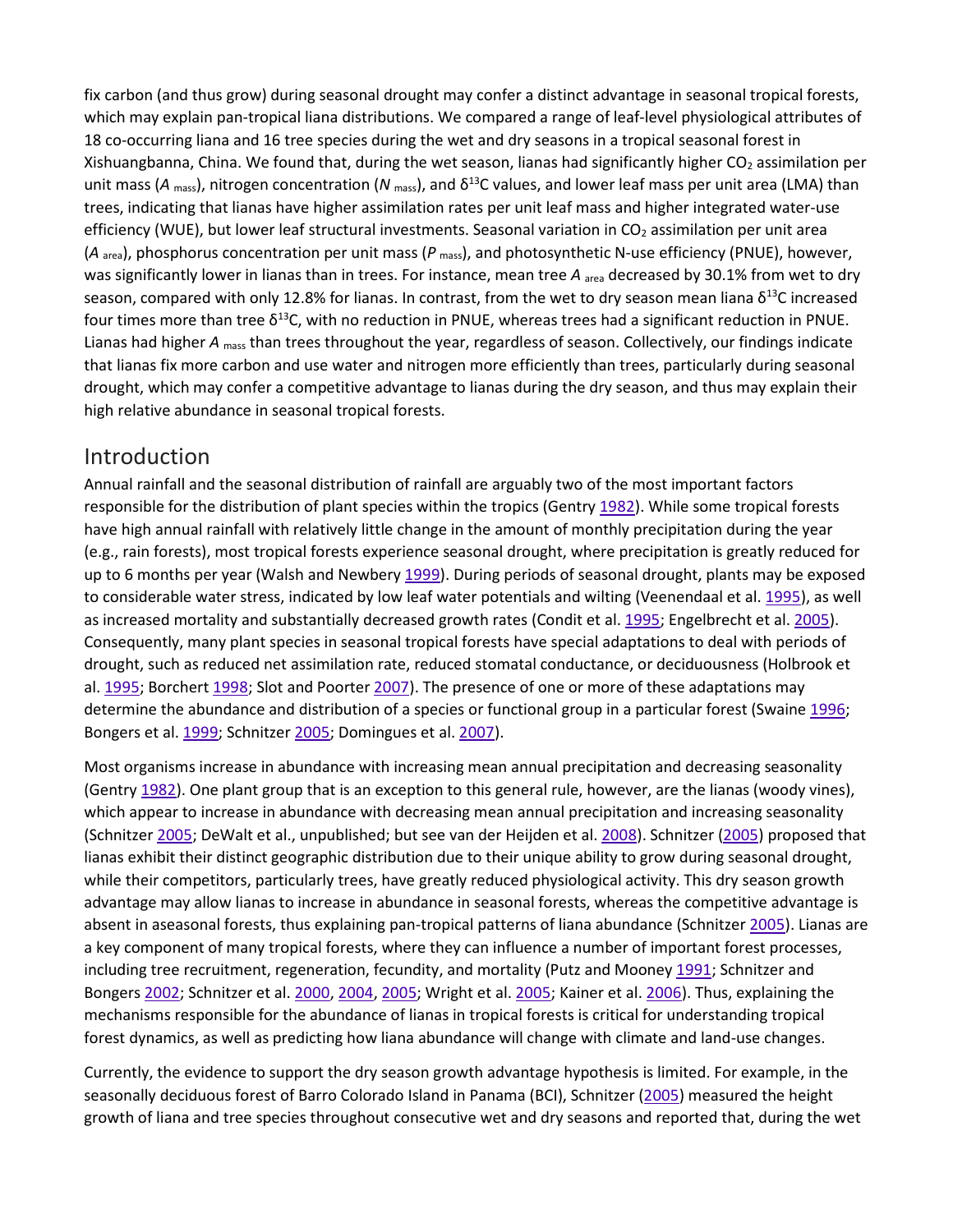fix carbon (and thus grow) during seasonal drought may confer a distinct advantage in seasonal tropical forests, which may explain pan-tropical liana distributions. We compared a range of leaf-level physiological attributes of 18 co-occurring liana and 16 tree species during the wet and dry seasons in a tropical seasonal forest in Xishuangbanna, China. We found that, during the wet season, lianas had significantly higher $CO_2$ assimilation per unit mass ($A_{mass}$), nitrogen concentration ($N_{mass}$), and $\delta^{13}C$ values, and lower leaf mass per unit area (LMA) than trees, indicating that lianas have higher assimilation rates per unit leaf mass and higher integrated water-use efficiency (WUE), but lower leaf structural investments. Seasonal variation in $CO_2$ assimilation per unit area ($A_{area}$), phosphorus concentration per unit mass ($P_{mass}$), and photosynthetic N-use efficiency (PNUE), however, was significantly lower in lianas than in trees. For instance, mean tree $A_{area}$ decreased by 30.1% from wet to dry season, compared with only 12.8% for lianas. In contrast, from the wet to dry season mean liana $\delta^{13}C$ increased four times more than tree $\delta^{13}C$, with no reduction in PNUE, whereas trees had a significant reduction in PNUE. Lianas had higher $A_{mass}$ than trees throughout the year, regardless of season. Collectively, our findings indicate that lianas fix more carbon and use water and nitrogen more efficiently than trees, particularly during seasonal drought, which may confer a competitive advantage to lianas during the dry season, and thus may explain their high relative abundance in seasonal tropical forests.

## Introduction

Annual rainfall and the seasonal distribution of rainfall are arguably two of the most important factors responsible for the distribution of plant species within the tropics (Gentry 1982). While some tropical forests have high annual rainfall with relatively little change in the amount of monthly precipitation during the year (e.g., rain forests), most tropical forests experience seasonal drought, where precipitation is greatly reduced for up to 6 months per year (Walsh and Newbery 1999). During periods of seasonal drought, plants may be exposed to considerable water stress, indicated by low leaf water potentials and wilting (Veenendaal et al. 1995), as well as increased mortality and substantially decreased growth rates (Condit et al. 1995; Engelbrecht et al. 2005). Consequently, many plant species in seasonal tropical forests have special adaptations to deal with periods of drought, such as reduced net assimilation rate, reduced stomatal conductance, or deciduousness (Holbrook et al. 1995; Borchert 1998; Slot and Poorter 2007). The presence of one or more of these adaptations may determine the abundance and distribution of a species or functional group in a particular forest (Swaine 1996; Bongers et al. 1999; Schnitzer 2005; Domingues et al. 2007).

Most organisms increase in abundance with increasing mean annual precipitation and decreasing seasonality (Gentry 1982). One plant group that is an exception to this general rule, however, are the lianas (woody vines), which appear to increase in abundance with decreasing mean annual precipitation and increasing seasonality (Schnitzer 2005; DeWalt et al., unpublished; but see van der Heijden et al. 2008). Schnitzer (2005) proposed that lianas exhibit their distinct geographic distribution due to their unique ability to grow during seasonal drought, while their competitors, particularly trees, have greatly reduced physiological activity. This dry season growth advantage may allow lianas to increase in abundance in seasonal forests, whereas the competitive advantage is absent in aseasonal forests, thus explaining pan-tropical patterns of liana abundance (Schnitzer 2005). Lianas are a key component of many tropical forests, where they can influence a number of important forest processes, including tree recruitment, regeneration, fecundity, and mortality (Putz and Mooney 1991; Schnitzer and Bongers 2002; Schnitzer et al. 2000, 2004, 2005; Wright et al. 2005; Kainer et al. 2006). Thus, explaining the mechanisms responsible for the abundance of lianas in tropical forests is critical for understanding tropical forest dynamics, as well as predicting how liana abundance will change with climate and land-use changes.

Currently, the evidence to support the dry season growth advantage hypothesis is limited. For example, in the seasonally deciduous forest of Barro Colorado Island in Panama (BCI), Schnitzer (2005) measured the height growth of liana and tree species throughout consecutive wet and dry seasons and reported that, during the wet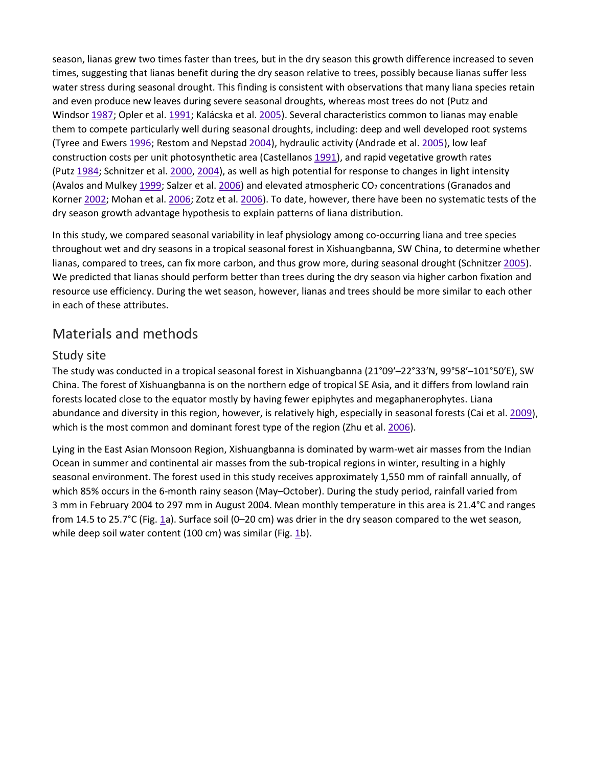season, lianas grew two times faster than trees, but in the dry season this growth difference increased to seven times, suggesting that lianas benefit during the dry season relative to trees, possibly because lianas suffer less water stress during seasonal drought. This finding is consistent with observations that many liana species retain and even produce new leaves during severe seasonal droughts, whereas most trees do not (Putz and Windsor 1987; Opler et al. 1991; Kalácska et al. 2005). Several characteristics common to lianas may enable them to compete particularly well during seasonal droughts, including: deep and well developed root systems (Tyree and Ewers 1996; Restom and Nepstad 2004), hydraulic activity (Andrade et al. 2005), low leaf construction costs per unit photosynthetic area (Castellanos 1991), and rapid vegetative growth rates (Putz 1984; Schnitzer et al. 2000, 2004), as well as high potential for response to changes in light intensity (Avalos and Mulkey 1999; Salzer et al. 2006) and elevated atmospheric $CO_2$ concentrations (Granados and Korner 2002; Mohan et al. 2006; Zotz et al. 2006). To date, however, there have been no systematic tests of the dry season growth advantage hypothesis to explain patterns of liana distribution.

In this study, we compared seasonal variability in leaf physiology among co-occurring liana and tree species throughout wet and dry seasons in a tropical seasonal forest in Xishuangbanna, SW China, to determine whether lianas, compared to trees, can fix more carbon, and thus grow more, during seasonal drought (Schnitzer 2005). We predicted that lianas should perform better than trees during the dry season via higher carbon fixation and resource use efficiency. During the wet season, however, lianas and trees should be more similar to each other in each of these attributes.

## Materials and methods

### Study site

The study was conducted in a tropical seasonal forest in Xishuangbanna (21°09′–22°33′N, 99°58′–101°50′E), SW China. The forest of Xishuangbanna is on the northern edge of tropical SE Asia, and it differs from lowland rain forests located close to the equator mostly by having fewer epiphytes and megaphanerophytes. Liana abundance and diversity in this region, however, is relatively high, especially in seasonal forests (Cai et al. 2009), which is the most common and dominant forest type of the region (Zhu et al. 2006).

Lying in the East Asian Monsoon Region, Xishuangbanna is dominated by warm-wet air masses from the Indian Ocean in summer and continental air masses from the sub-tropical regions in winter, resulting in a highly seasonal environment. The forest used in this study receives approximately 1,550 mm of rainfall annually, of which 85% occurs in the 6-month rainy season (May–October). During the study period, rainfall varied from 3 mm in February 2004 to 297 mm in August 2004. Mean monthly temperature in this area is 21.4°C and ranges from 14.5 to 25.7°C (Fig. 1a). Surface soil (0–20 cm) was drier in the dry season compared to the wet season, while deep soil water content (100 cm) was similar (Fig. 1b).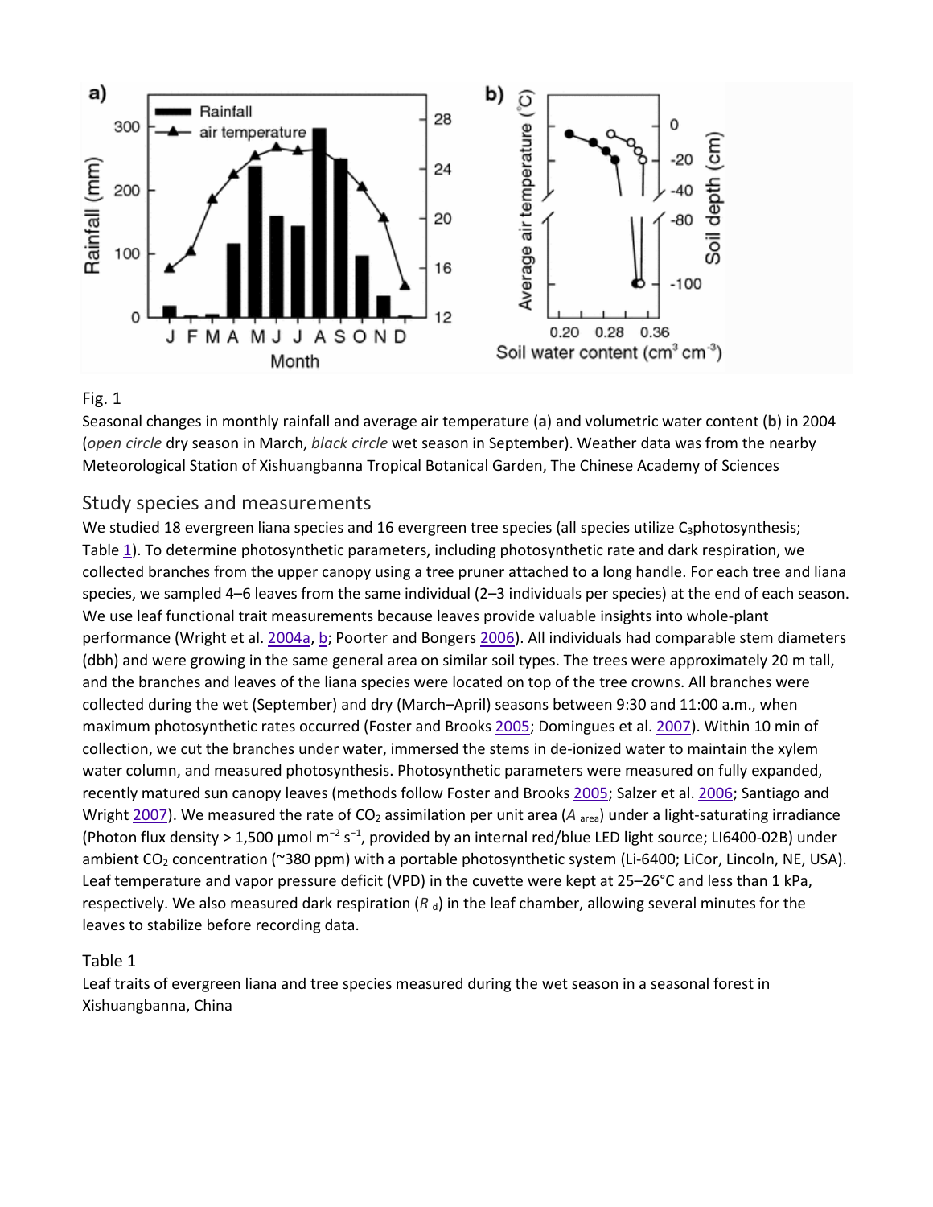Fig. 1

Seasonal changes in monthly rainfall and average air temperature (**a**) and volumetric water content (**b**) in 2004 (*open circle* dry season in March, *black circle* wet season in September). Weather data was from the nearby Meteorological Station of Xishuangbanna Tropical Botanical Garden, The Chinese Academy of Sciences

## Study species and measurements

We studied 18 evergreen liana species and 16 evergreen tree species (all species utilize $C_3$photosynthesis; Table 1). To determine photosynthetic parameters, including photosynthetic rate and dark respiration, we collected branches from the upper canopy using a tree pruner attached to a long handle. For each tree and liana species, we sampled 4–6 leaves from the same individual (2–3 individuals per species) at the end of each season. We use leaf functional trait measurements because leaves provide valuable insights into whole-plant performance (Wright et al. 2004a, b; Poorter and Bongers 2006). All individuals had comparable stem diameters (dbh) and were growing in the same general area on similar soil types. The trees were approximately 20 m tall, and the branches and leaves of the liana species were located on top of the tree crowns. All branches were collected during the wet (September) and dry (March–April) seasons between 9:30 and 11:00 a.m., when maximum photosynthetic rates occurred (Foster and Brooks 2005; Domingues et al. 2007). Within 10 min of collection, we cut the branches under water, immersed the stems in de-ionized water to maintain the xylem water column, and measured photosynthesis. Photosynthetic parameters were measured on fully expanded, recently matured sun canopy leaves (methods follow Foster and Brooks 2005; Salzer et al. 2006; Santiago and Wright 2007). We measured the rate of $CO_2$ assimilation per unit area ($A_{area}$) under a light-saturating irradiance (Photon flux density > 1,500 µmol $m^{-2}$ $s^{-1}$, provided by an internal red/blue LED light source; LI6400-02B) under ambient $CO_2$ concentration (~380 ppm) with a portable photosynthetic system (Li-6400; LiCor, Lincoln, NE, USA). Leaf temperature and vapor pressure deficit (VPD) in the cuvette were kept at 25–26°C and less than 1 kPa, respectively. We also measured dark respiration ($R_d$) in the leaf chamber, allowing several minutes for the leaves to stabilize before recording data.

Table 1

Leaf traits of evergreen liana and tree species measured during the wet season in a seasonal forest in Xishuangbanna, China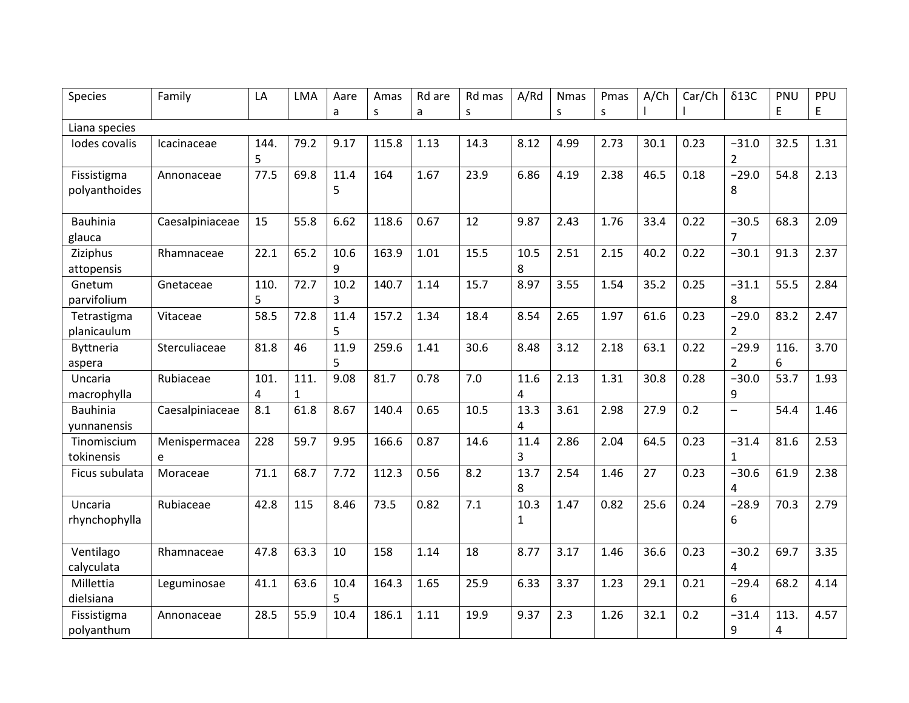| Species | Family | LA | LMA | Aarea | Amass | Rd area | Rd mass | A/Rd | Nmass | Pmass | A/Chl | Car/Chl | δ13C | PNUE | PPUE |
|---|---|---|---|---|---|---|---|---|---|---|---|---|---|---|---|
| Liana species | | | | | | | | | | | | | | | |
| Iodes covalis | Icacinaceae | 144.5 | 79.2 | 9.17 | 115.8 | 1.13 | 14.3 | 8.12 | 4.99 | 2.73 | 30.1 | 0.23 | −31.02 | 32.5 | 1.31 |
| Fissistigma polyanthoides | Annonaceae | 77.5 | 69.8 | 11.45 | 164 | 1.67 | 23.9 | 6.86 | 4.19 | 2.38 | 46.5 | 0.18 | −29.08 | 54.8 | 2.13 |
| Bauhinia glauca | Caesalpiniaceae | 15 | 55.8 | 6.62 | 118.6 | 0.67 | 12 | 9.87 | 2.43 | 1.76 | 33.4 | 0.22 | −30.57 | 68.3 | 2.09 |
| Ziziphus attopensis | Rhamnaceae | 22.1 | 65.2 | 10.69 | 163.9 | 1.01 | 15.5 | 10.58 | 2.51 | 2.15 | 40.2 | 0.22 | −30.1 | 91.3 | 2.37 |
| Gnetum parvifolium | Gnetaceae | 110.5 | 72.7 | 10.23 | 140.7 | 1.14 | 15.7 | 8.97 | 3.55 | 1.54 | 35.2 | 0.25 | −31.18 | 55.5 | 2.84 |
| Tetrastigma planicaulum | Vitaceae | 58.5 | 72.8 | 11.45 | 157.2 | 1.34 | 18.4 | 8.54 | 2.65 | 1.97 | 61.6 | 0.23 | −29.02 | 83.2 | 2.47 |
| Byttneria aspera | Sterculiaceae | 81.8 | 46 | 11.95 | 259.6 | 1.41 | 30.6 | 8.48 | 3.12 | 2.18 | 63.1 | 0.22 | −29.92 | 116.6 | 3.70 |
| Uncaria macrophylla | Rubiaceae | 101.4 | 111.1 | 9.08 | 81.7 | 0.78 | 7.0 | 11.64 | 2.13 | 1.31 | 30.8 | 0.28 | −30.09 | 53.7 | 1.93 |
| Bauhinia yunnanensis | Caesalpiniaceae | 8.1 | 61.8 | 8.67 | 140.4 | 0.65 | 10.5 | 13.34 | 3.61 | 2.98 | 27.9 | 0.2 | – | 54.4 | 1.46 |
| Tinomiscium tokinensis | Menispermaceae | 228 | 59.7 | 9.95 | 166.6 | 0.87 | 14.6 | 11.43 | 2.86 | 2.04 | 64.5 | 0.23 | −31.41 | 81.6 | 2.53 |
| Ficus subulata | Moraceae | 71.1 | 68.7 | 7.72 | 112.3 | 0.56 | 8.2 | 13.78 | 2.54 | 1.46 | 27 | 0.23 | −30.64 | 61.9 | 2.38 |
| Uncaria rhynchophylla | Rubiaceae | 42.8 | 115 | 8.46 | 73.5 | 0.82 | 7.1 | 10.31 | 1.47 | 0.82 | 25.6 | 0.24 | −28.96 | 70.3 | 2.79 |
| Ventilago calyculata | Rhamnaceae | 47.8 | 63.3 | 10 | 158 | 1.14 | 18 | 8.77 | 3.17 | 1.46 | 36.6 | 0.23 | −30.24 | 69.7 | 3.35 |
| Millettia dielsiana | Leguminosae | 41.1 | 63.6 | 10.45 | 164.3 | 1.65 | 25.9 | 6.33 | 3.37 | 1.23 | 29.1 | 0.21 | −29.46 | 68.2 | 4.14 |
| Fissistigma polyanthum | Annonaceae | 28.5 | 55.9 | 10.4 | 186.1 | 1.11 | 19.9 | 9.37 | 2.3 | 1.26 | 32.1 | 0.2 | −31.49 | 113.4 | 4.57 |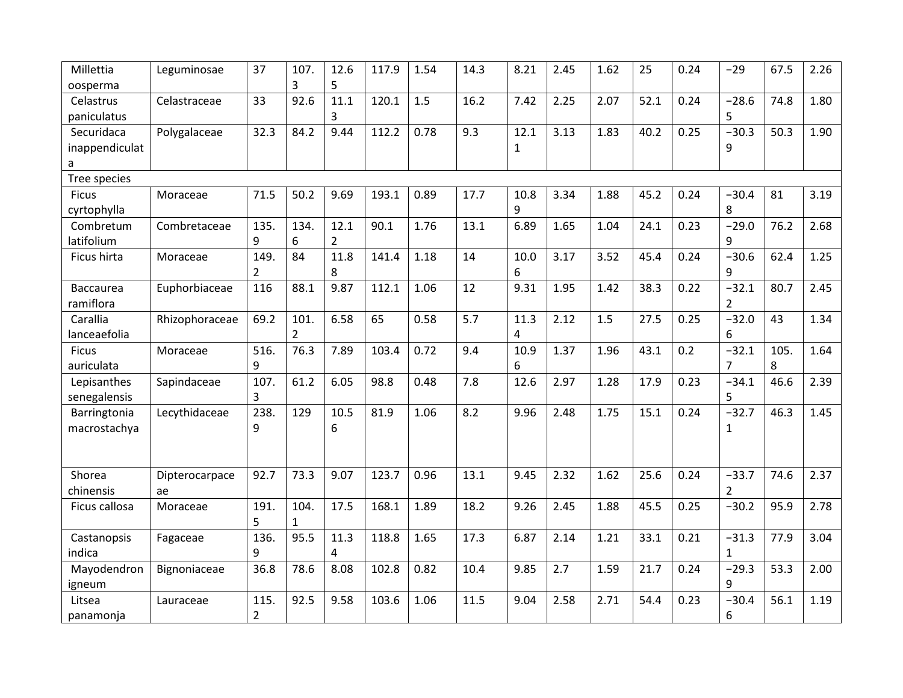| | | | | | | | | | | | | | | | |
|---|---|---|---|---|---|---|---|---|---|---|---|---|---|---|---|
| Millettia oosperma | Leguminosae | 37 | 107.3 | 12.65 | 117.9 | 1.54 | 14.3 | 8.21 | 2.45 | 1.62 | 25 | 0.24 | −29 | 67.5 | 2.26 |
| Celastrus paniculatus | Celastraceae | 33 | 92.6 | 11.13 | 120.1 | 1.5 | 16.2 | 7.42 | 2.25 | 2.07 | 52.1 | 0.24 | −28.65 | 74.8 | 1.80 |
| Securidaca inappendiculata | Polygalaceae | 32.3 | 84.2 | 9.44 | 112.2 | 0.78 | 9.3 | 12.11 | 3.13 | 1.83 | 40.2 | 0.25 | −30.39 | 50.3 | 1.90 |
| Tree species | | | | | | | | | | | | | | | |
| Ficus cyrtophylla | Moraceae | 71.5 | 50.2 | 9.69 | 193.1 | 0.89 | 17.7 | 10.89 | 3.34 | 1.88 | 45.2 | 0.24 | −30.48 | 81 | 3.19 |
| Combretum latifolium | Combretaceae | 135.9 | 134.6 | 12.12 | 90.1 | 1.76 | 13.1 | 6.89 | 1.65 | 1.04 | 24.1 | 0.23 | −29.09 | 76.2 | 2.68 |
| Ficus hirta | Moraceae | 149.2 | 84 | 11.88 | 141.4 | 1.18 | 14 | 10.06 | 3.17 | 3.52 | 45.4 | 0.24 | −30.69 | 62.4 | 1.25 |
| Baccaurea ramiflora | Euphorbiaceae | 116 | 88.1 | 9.87 | 112.1 | 1.06 | 12 | 9.31 | 1.95 | 1.42 | 38.3 | 0.22 | −32.12 | 80.7 | 2.45 |
| Carallia lanceaefolia | Rhizophoraceae | 69.2 | 101.2 | 6.58 | 65 | 0.58 | 5.7 | 11.34 | 2.12 | 1.5 | 27.5 | 0.25 | −32.06 | 43 | 1.34 |
| Ficus auriculata | Moraceae | 516.9 | 76.3 | 7.89 | 103.4 | 0.72 | 9.4 | 10.96 | 1.37 | 1.96 | 43.1 | 0.2 | −32.17 | 105.8 | 1.64 |
| Lepisanthes senegalensis | Sapindaceae | 107.3 | 61.2 | 6.05 | 98.8 | 0.48 | 7.8 | 12.6 | 2.97 | 1.28 | 17.9 | 0.23 | −34.15 | 46.6 | 2.39 |
| Barringtonia macrostachya | Lecythidaceae | 238.9 | 129 | 10.56 | 81.9 | 1.06 | 8.2 | 9.96 | 2.48 | 1.75 | 15.1 | 0.24 | −32.71 | 46.3 | 1.45 |
| Shorea chinensis | Dipterocarpaceae | 92.7 | 73.3 | 9.07 | 123.7 | 0.96 | 13.1 | 9.45 | 2.32 | 1.62 | 25.6 | 0.24 | −33.72 | 74.6 | 2.37 |
| Ficus callosa | Moraceae | 191.5 | 104.1 | 17.5 | 168.1 | 1.89 | 18.2 | 9.26 | 2.45 | 1.88 | 45.5 | 0.25 | −30.2 | 95.9 | 2.78 |
| Castanopsis indica | Fagaceae | 136.9 | 95.5 | 11.34 | 118.8 | 1.65 | 17.3 | 6.87 | 2.14 | 1.21 | 33.1 | 0.21 | −31.31 | 77.9 | 3.04 |
| Mayodendron igneum | Bignoniaceae | 36.8 | 78.6 | 8.08 | 102.8 | 0.82 | 10.4 | 9.85 | 2.7 | 1.59 | 21.7 | 0.24 | −29.39 | 53.3 | 2.00 |
| Litsea panamonja | Lauraceae | 115.2 | 92.5 | 9.58 | 103.6 | 1.06 | 11.5 | 9.04 | 2.58 | 2.71 | 54.4 | 0.23 | −30.46 | 56.1 | 1.19 |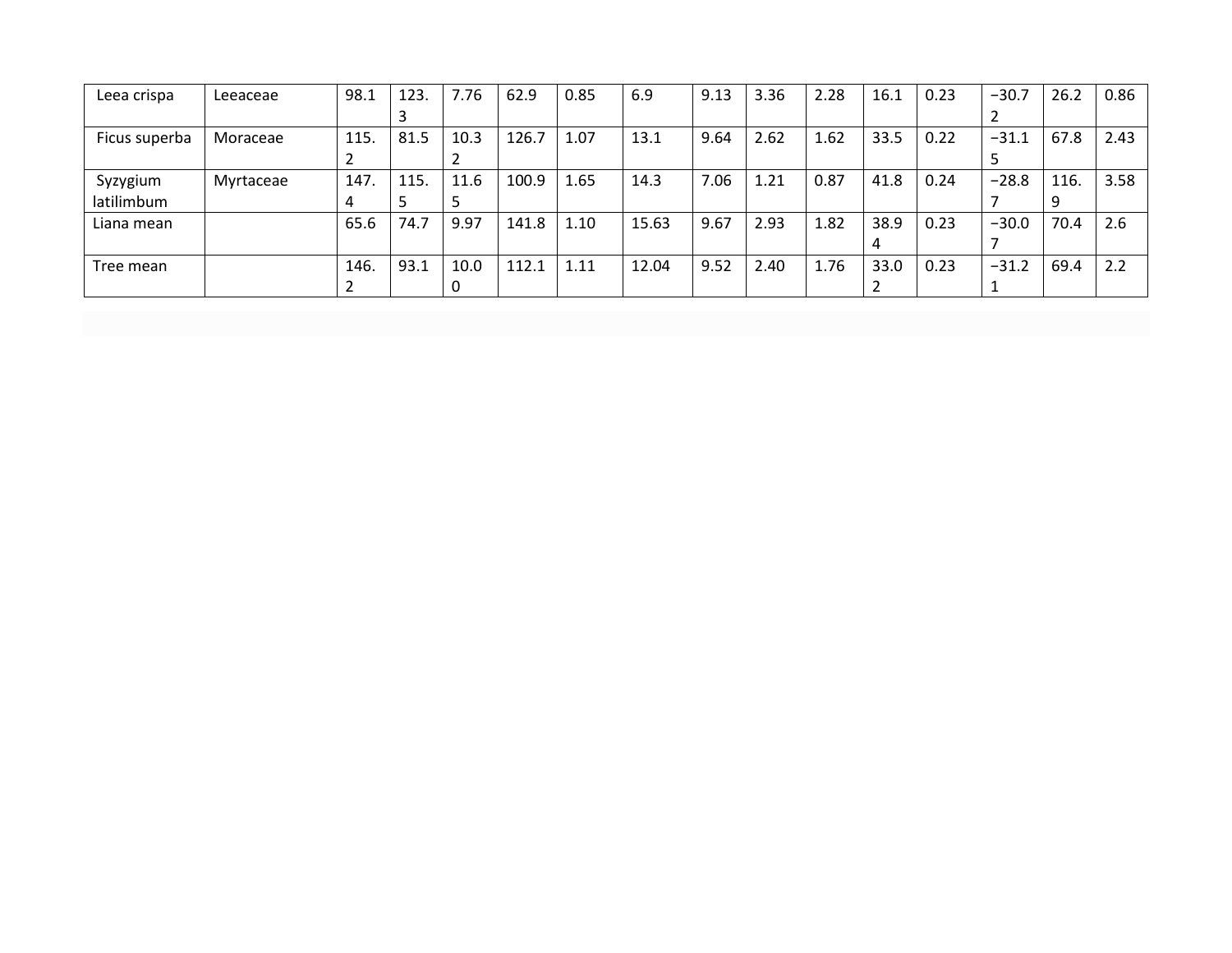| | | | | | | | | | | | | | | | |
|---|---|---|---|---|---|---|---|---|---|---|---|---|---|---|---|
| Leea crispa | Leeaceae | 98.1 | 123.3 | 7.76 | 62.9 | 0.85 | 6.9 | 9.13 | 3.36 | 2.28 | 16.1 | 0.23 | −30.72 | 26.2 | 0.86 |
| Ficus superba | Moraceae | 115.2 | 81.5 | 10.32 | 126.7 | 1.07 | 13.1 | 9.64 | 2.62 | 1.62 | 33.5 | 0.22 | −31.15 | 67.8 | 2.43 |
| Syzygium latilimbum | Myrtaceae | 147.4 | 115.5 | 11.65 | 100.9 | 1.65 | 14.3 | 7.06 | 1.21 | 0.87 | 41.8 | 0.24 | −28.87 | 116.9 | 3.58 |
| Liana mean | | 65.6 | 74.7 | 9.97 | 141.8 | 1.10 | 15.63 | 9.67 | 2.93 | 1.82 | 38.94 | 0.23 | −30.07 | 70.4 | 2.6 |
| Tree mean | | 146.2 | 93.1 | 10.00 | 112.1 | 1.11 | 12.04 | 9.52 | 2.40 | 1.76 | 33.02 | 0.23 | −31.21 | 69.4 | 2.2 |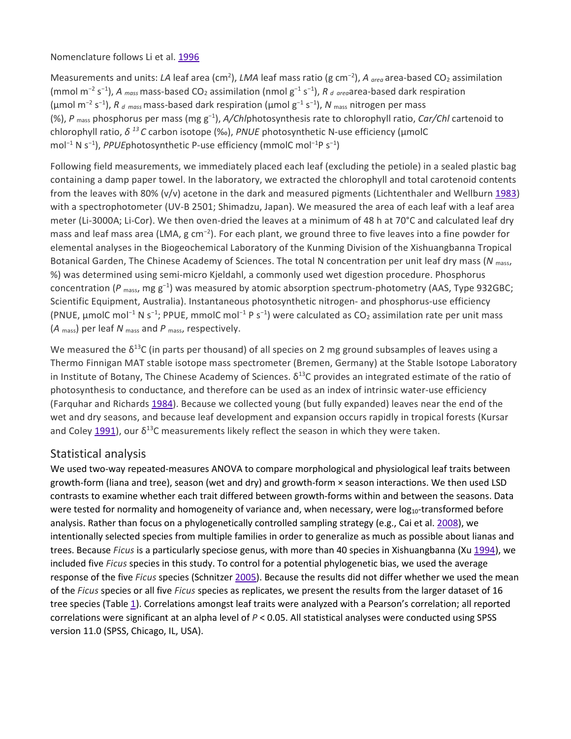Nomenclature follows Li et al. 1996

Measurements and units: *LA* leaf area ($cm^2$), *LMA* leaf mass ratio ($g\ cm^{-2}$), $A_{area}$ area-based $CO_2$ assimilation ($mmol\ m^{-2}\ s^{-1}$), $A_{mass}$ mass-based $CO_2$ assimilation ($nmol\ g^{-1}\ s^{-1}$), $R_{d\ area}$ area-based dark respiration ($\mu mol\ m^{-2}\ s^{-1}$), $R_{d\ mass}$ mass-based dark respiration ($\mu mol\ g^{-1}\ s^{-1}$), $N_{mass}$ nitrogen per mass (%), $P_{mass}$ phosphorus per mass ($mg\ g^{-1}$), *A/Chl* photosynthesis rate to chlorophyll ratio, *Car/Chl* cartenoid to chlorophyll ratio, $\delta^{13}C$ carbon isotope (‰), *PNUE* photosynthetic N-use efficiency ($\mu molC\ mol^{-1}\ N\ s^{-1}$), *PPUE* photosynthetic P-use efficiency ($mmolC\ mol^{-1} P\ s^{-1}$)

Following field measurements, we immediately placed each leaf (excluding the petiole) in a sealed plastic bag containing a damp paper towel. In the laboratory, we extracted the chlorophyll and total carotenoid contents from the leaves with 80% (v/v) acetone in the dark and measured pigments (Lichtenthaler and Wellburn 1983) with a spectrophotometer (UV-B 2501; Shimadzu, Japan). We measured the area of each leaf with a leaf area meter (Li-3000A; Li-Cor). We then oven-dried the leaves at a minimum of 48 h at 70°C and calculated leaf dry mass and leaf mass area (LMA, $g\ cm^{-2}$). For each plant, we ground three to five leaves into a fine powder for elemental analyses in the Biogeochemical Laboratory of the Kunming Division of the Xishuangbanna Tropical Botanical Garden, The Chinese Academy of Sciences. The total N concentration per unit leaf dry mass ($N_{mass}$, %) was determined using semi-micro Kjeldahl, a commonly used wet digestion procedure. Phosphorus concentration ($P_{mass}$, $mg\ g^{-1}$) was measured by atomic absorption spectrum-photometry (AAS, Type 932GBC; Scientific Equipment, Australia). Instantaneous photosynthetic nitrogen- and phosphorus-use efficiency (PNUE, $\mu molC\ mol^{-1}\ N\ s^{-1}$; PPUE, $mmolC\ mol^{-1}\ P\ s^{-1}$) were calculated as $CO_2$ assimilation rate per unit mass ($A_{mass}$) per leaf $N_{mass}$ and $P_{mass}$, respectively.

We measured the $\delta^{13}C$ (in parts per thousand) of all species on 2 mg ground subsamples of leaves using a Thermo Finnigan MAT stable isotope mass spectrometer (Bremen, Germany) at the Stable Isotope Laboratory in Institute of Botany, The Chinese Academy of Sciences. $\delta^{13}C$ provides an integrated estimate of the ratio of photosynthesis to conductance, and therefore can be used as an index of intrinsic water-use efficiency (Farquhar and Richards 1984). Because we collected young (but fully expanded) leaves near the end of the wet and dry seasons, and because leaf development and expansion occurs rapidly in tropical forests (Kursar and Coley 1991), our $\delta^{13}C$ measurements likely reflect the season in which they were taken.

## Statistical analysis

We used two-way repeated-measures ANOVA to compare morphological and physiological leaf traits between growth-form (liana and tree), season (wet and dry) and growth-form × season interactions. We then used LSD contrasts to examine whether each trait differed between growth-forms within and between the seasons. Data were tested for normality and homogeneity of variance and, when necessary, were $\log_{10}$-transformed before analysis. Rather than focus on a phylogenetically controlled sampling strategy (e.g., Cai et al. 2008), we intentionally selected species from multiple families in order to generalize as much as possible about lianas and trees. Because *Ficus* is a particularly speciose genus, with more than 40 species in Xishuangbanna (Xu 1994), we included five *Ficus* species in this study. To control for a potential phylogenetic bias, we used the average response of the five *Ficus* species (Schnitzer 2005). Because the results did not differ whether we used the mean of the *Ficus* species or all five *Ficus* species as replicates, we present the results from the larger dataset of 16 tree species (Table 1). Correlations amongst leaf traits were analyzed with a Pearson's correlation; all reported correlations were significant at an alpha level of $P < 0.05$. All statistical analyses were conducted using SPSS version 11.0 (SPSS, Chicago, IL, USA).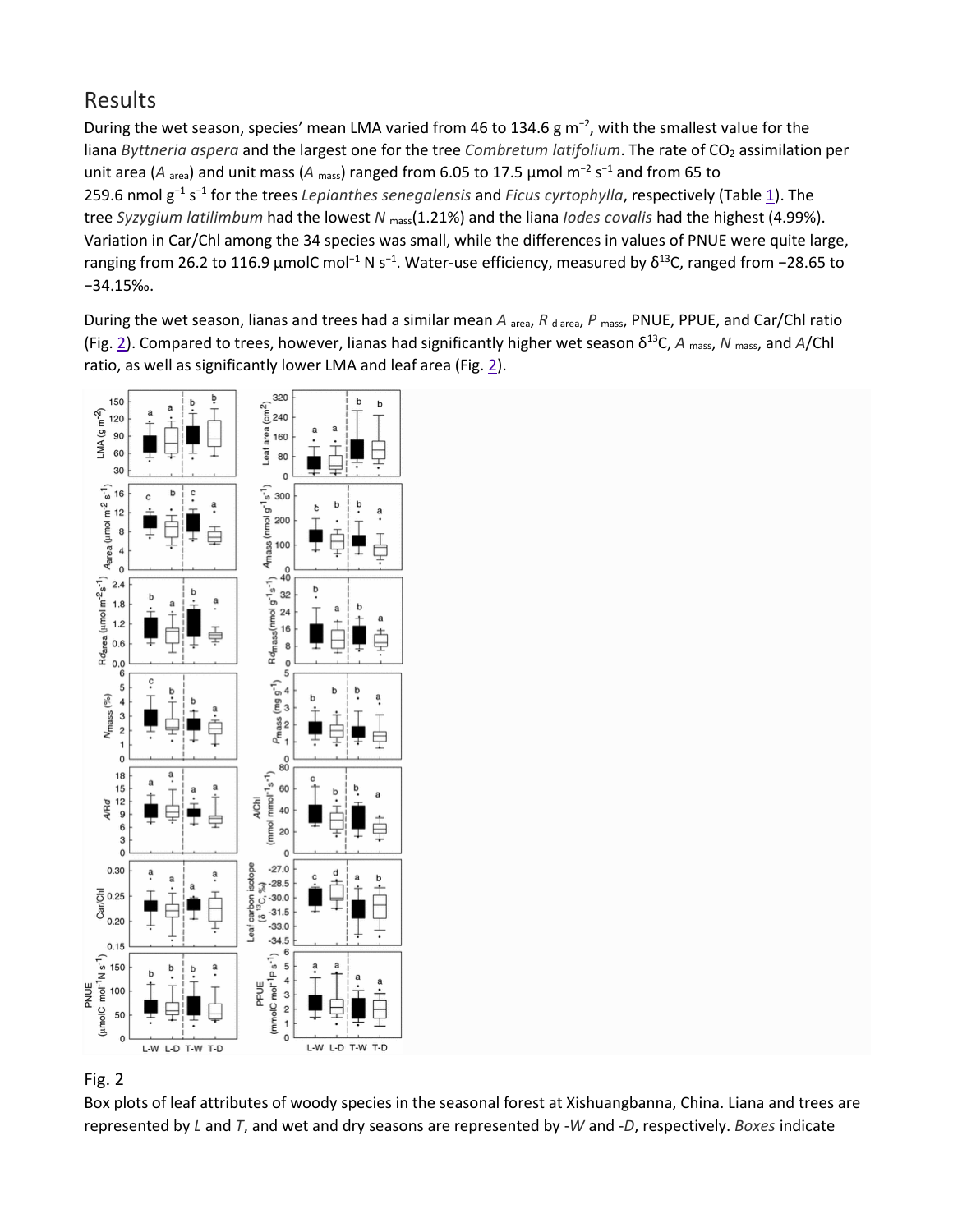## Results

During the wet season, species' mean LMA varied from 46 to 134.6 g $m^{-2}$, with the smallest value for the liana *Byttneria aspera* and the largest one for the tree *Combretum latifolium*. The rate of $CO_2$ assimilation per unit area ($A_{area}$) and unit mass ($A_{mass}$) ranged from 6.05 to 17.5 µmol $m^{-2}$ $s^{-1}$ and from 65 to 259.6 nmol $g^{-1}$ $s^{-1}$ for the trees *Lepianthes senegalensis* and *Ficus cyrtophylla*, respectively (Table 1). The tree *Syzygium latilimbum* had the lowest $N_{mass}$(1.21%) and the liana *Iodes covalis* had the highest (4.99%). Variation in Car/Chl among the 34 species was small, while the differences in values of PNUE were quite large, ranging from 26.2 to 116.9 µmolC $mol^{-1}$ N $s^{-1}$. Water-use efficiency, measured by $\delta^{13}C$, ranged from −28.65 to −34.15‰.

During the wet season, lianas and trees had a similar mean $A_{area}$, $R_{d\,area}$, $P_{mass}$, PNUE, PPUE, and Car/Chl ratio (Fig. 2). Compared to trees, however, lianas had significantly higher wet season $\delta^{13}C$, $A_{mass}$, $N_{mass}$, and $A$/Chl ratio, as well as significantly lower LMA and leaf area (Fig. 2).

Fig. 2

Box plots of leaf attributes of woody species in the seasonal forest at Xishuangbanna, China. Liana and trees are represented by *L* and *T*, and wet and dry seasons are represented by *-W* and *-D*, respectively. *Boxes* indicate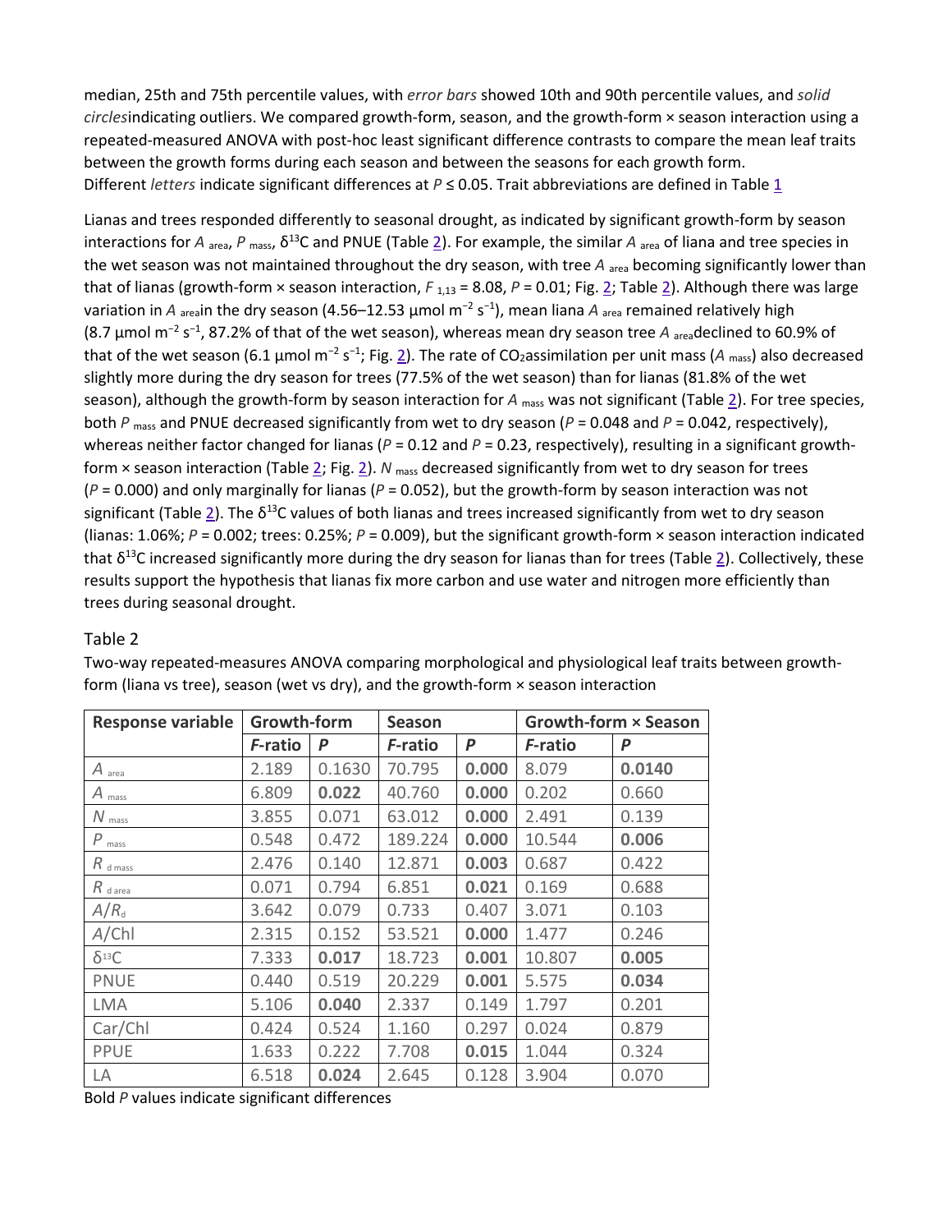median, 25th and 75th percentile values, with *error bars* showed 10th and 90th percentile values, and *solid circles*indicating outliers. We compared growth-form, season, and the growth-form × season interaction using a repeated-measured ANOVA with post-hoc least significant difference contrasts to compare the mean leaf traits between the growth forms during each season and between the seasons for each growth form. Different *letters* indicate significant differences at $P \leq 0.05$. Trait abbreviations are defined in Table 1

Lianas and trees responded differently to seasonal drought, as indicated by significant growth-form by season interactions for $A_{area}$, $P_{mass}$, $\delta^{13}C$ and PNUE (Table 2). For example, the similar $A_{area}$ of liana and tree species in the wet season was not maintained throughout the dry season, with tree $A_{area}$ becoming significantly lower than that of lianas (growth-form × season interaction, $F_{1,13} = 8.08$, $P = 0.01$; Fig. 2; Table 2). Although there was large variation in $A_{area}$in the dry season (4.56–12.53 μmol m$^{-2}$ s$^{-1}$), mean liana $A_{area}$ remained relatively high (8.7 μmol m$^{-2}$ s$^{-1}$, 87.2% of that of the wet season), whereas mean dry season tree $A_{area}$declined to 60.9% of that of the wet season (6.1 μmol m$^{-2}$ s$^{-1}$; Fig. 2). The rate of $CO_2$assimilation per unit mass ($A_{mass}$) also decreased slightly more during the dry season for trees (77.5% of the wet season) than for lianas (81.8% of the wet season), although the growth-form by season interaction for $A_{mass}$ was not significant (Table 2). For tree species, both $P_{mass}$ and PNUE decreased significantly from wet to dry season ($P = 0.048$ and $P = 0.042$, respectively), whereas neither factor changed for lianas ($P = 0.12$ and $P = 0.23$, respectively), resulting in a significant growth-form × season interaction (Table 2; Fig. 2). $N_{mass}$ decreased significantly from wet to dry season for trees ($P = 0.000$) and only marginally for lianas ($P = 0.052$), but the growth-form by season interaction was not significant (Table 2). The $\delta^{13}C$ values of both lianas and trees increased significantly from wet to dry season (lianas: 1.06%; $P = 0.002$; trees: 0.25%; $P = 0.009$), but the significant growth-form × season interaction indicated that $\delta^{13}C$ increased significantly more during the dry season for lianas than for trees (Table 2). Collectively, these results support the hypothesis that lianas fix more carbon and use water and nitrogen more efficiently than trees during seasonal drought.

## Table 2

Two-way repeated-measures ANOVA comparing morphological and physiological leaf traits between growth-form (liana vs tree), season (wet vs dry), and the growth-form × season interaction

| Response variable | Growth-form | | Season | | Growth-form × Season | |
|---|---|---|---|---|---|---|
| | *F*-ratio | *P* | *F*-ratio | *P* | *F*-ratio | *P* |
| $A_{area}$ | 2.189 | 0.1630 | 70.795 | **0.000** | 8.079 | **0.0140** |
| $A_{mass}$ | 6.809 | **0.022** | 40.760 | **0.000** | 0.202 | 0.660 |
| $N_{mass}$ | 3.855 | 0.071 | 63.012 | **0.000** | 2.491 | 0.139 |
| $P_{mass}$ | 0.548 | 0.472 | 189.224 | **0.000** | 10.544 | **0.006** |
| $R_{d\,mass}$ | 2.476 | 0.140 | 12.871 | **0.003** | 0.687 | 0.422 |
| $R_{d\,area}$ | 0.071 | 0.794 | 6.851 | **0.021** | 0.169 | 0.688 |
| $A/R_d$ | 3.642 | 0.079 | 0.733 | 0.407 | 3.071 | 0.103 |
| $A$/Chl | 2.315 | 0.152 | 53.521 | **0.000** | 1.477 | 0.246 |
| $\delta^{13}C$ | 7.333 | **0.017** | 18.723 | **0.001** | 10.807 | **0.005** |
| PNUE | 0.440 | 0.519 | 20.229 | **0.001** | 5.575 | **0.034** |
| LMA | 5.106 | **0.040** | 2.337 | 0.149 | 1.797 | 0.201 |
| Car/Chl | 0.424 | 0.524 | 1.160 | 0.297 | 0.024 | 0.879 |
| PPUE | 1.633 | 0.222 | 7.708 | **0.015** | 1.044 | 0.324 |
| LA | 6.518 | **0.024** | 2.645 | 0.128 | 3.904 | 0.070 |

Bold *P* values indicate significant differences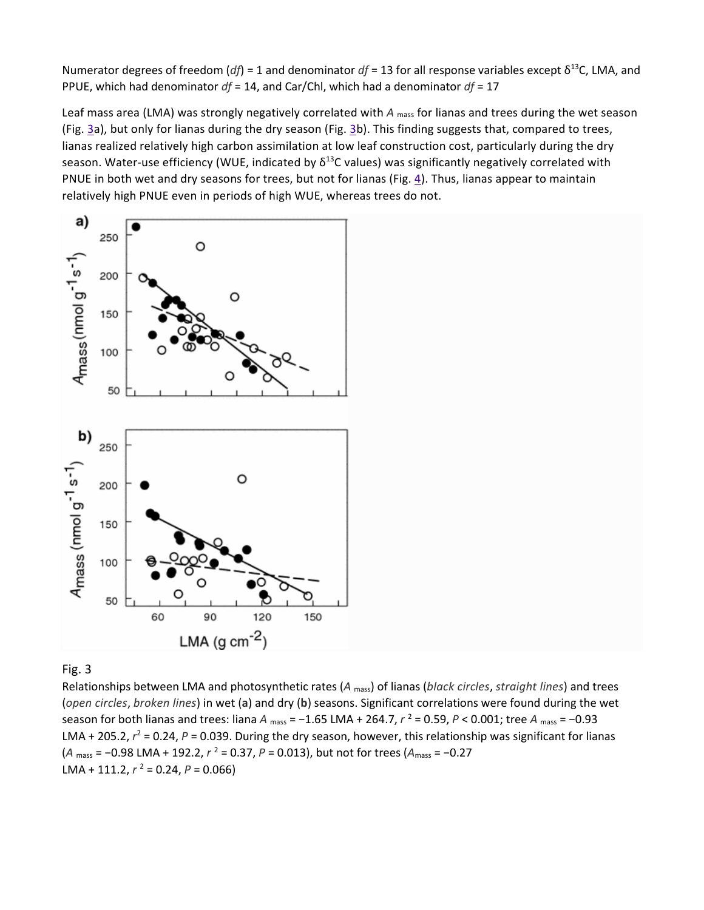Numerator degrees of freedom (*df*) = 1 and denominator *df* = 13 for all response variables except $\delta^{13}C$, LMA, and PPUE, which had denominator *df* = 14, and Car/Chl, which had a denominator *df* = 17

Leaf mass area (LMA) was strongly negatively correlated with $A_{mass}$ for lianas and trees during the wet season (Fig. 3a), but only for lianas during the dry season (Fig. 3b). This finding suggests that, compared to trees, lianas realized relatively high carbon assimilation at low leaf construction cost, particularly during the dry season. Water-use efficiency (WUE, indicated by $\delta^{13}C$ values) was significantly negatively correlated with PNUE in both wet and dry seasons for trees, but not for lianas (Fig. 4). Thus, lianas appear to maintain relatively high PNUE even in periods of high WUE, whereas trees do not.

Fig. 3

Relationships between LMA and photosynthetic rates ($A_{mass}$) of lianas (*black circles*, *straight lines*) and trees (*open circles*, *broken lines*) in wet (**a**) and dry (**b**) seasons. Significant correlations were found during the wet season for both lianas and trees: liana $A_{mass} = -1.65$ LMA $+ 264.7$, $r^2 = 0.59$, $P < 0.001$; tree $A_{mass} = -0.93$ LMA $+ 205.2$, $r^2 = 0.24$, $P = 0.039$. During the dry season, however, this relationship was significant for lianas ($A_{mass} = -0.98$ LMA $+ 192.2$, $r^2 = 0.37$, $P = 0.013$), but not for trees ($A_{mass} = -0.27$ LMA $+ 111.2$, $r^2 = 0.24$, $P = 0.066$)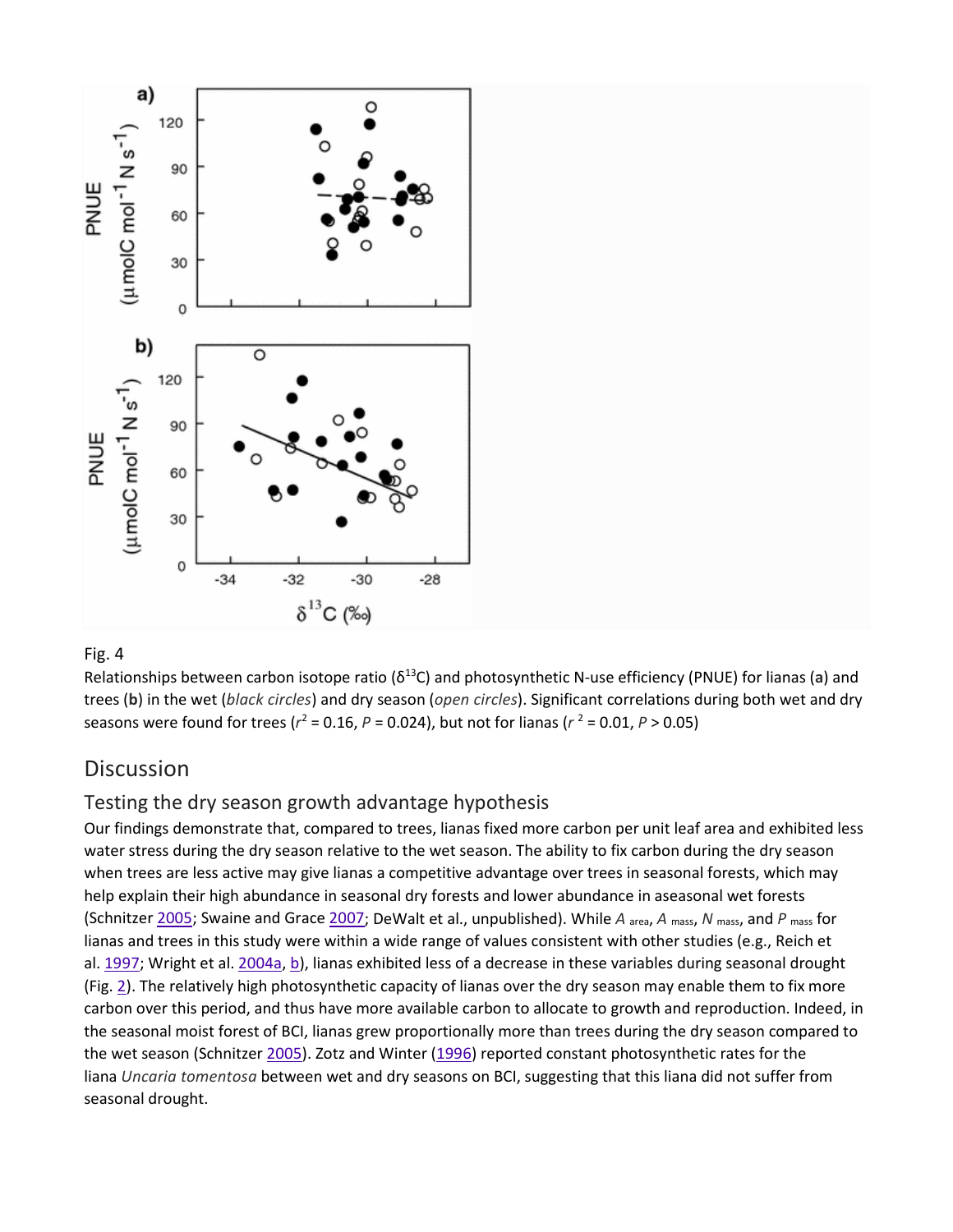Fig. 4

Relationships between carbon isotope ratio ($\delta^{13}C$) and photosynthetic N-use efficiency (PNUE) for lianas (**a**) and trees (**b**) in the wet (*black circles*) and dry season (*open circles*). Significant correlations during both wet and dry seasons were found for trees ($r^2 = 0.16$, $P = 0.024$), but not for lianas ($r^2 = 0.01$, $P > 0.05$)

## Discussion

### Testing the dry season growth advantage hypothesis

Our findings demonstrate that, compared to trees, lianas fixed more carbon per unit leaf area and exhibited less water stress during the dry season relative to the wet season. The ability to fix carbon during the dry season when trees are less active may give lianas a competitive advantage over trees in seasonal forests, which may help explain their high abundance in seasonal dry forests and lower abundance in aseasonal wet forests (Schnitzer 2005; Swaine and Grace 2007; DeWalt et al., unpublished). While $A_{area}$, $A_{mass}$, $N_{mass}$, and $P_{mass}$ for lianas and trees in this study were within a wide range of values consistent with other studies (e.g., Reich et al. 1997; Wright et al. 2004a, b), lianas exhibited less of a decrease in these variables during seasonal drought (Fig. 2). The relatively high photosynthetic capacity of lianas over the dry season may enable them to fix more carbon over this period, and thus have more available carbon to allocate to growth and reproduction. Indeed, in the seasonal moist forest of BCI, lianas grew proportionally more than trees during the dry season compared to the wet season (Schnitzer 2005). Zotz and Winter (1996) reported constant photosynthetic rates for the liana *Uncaria tomentosa* between wet and dry seasons on BCI, suggesting that this liana did not suffer from seasonal drought.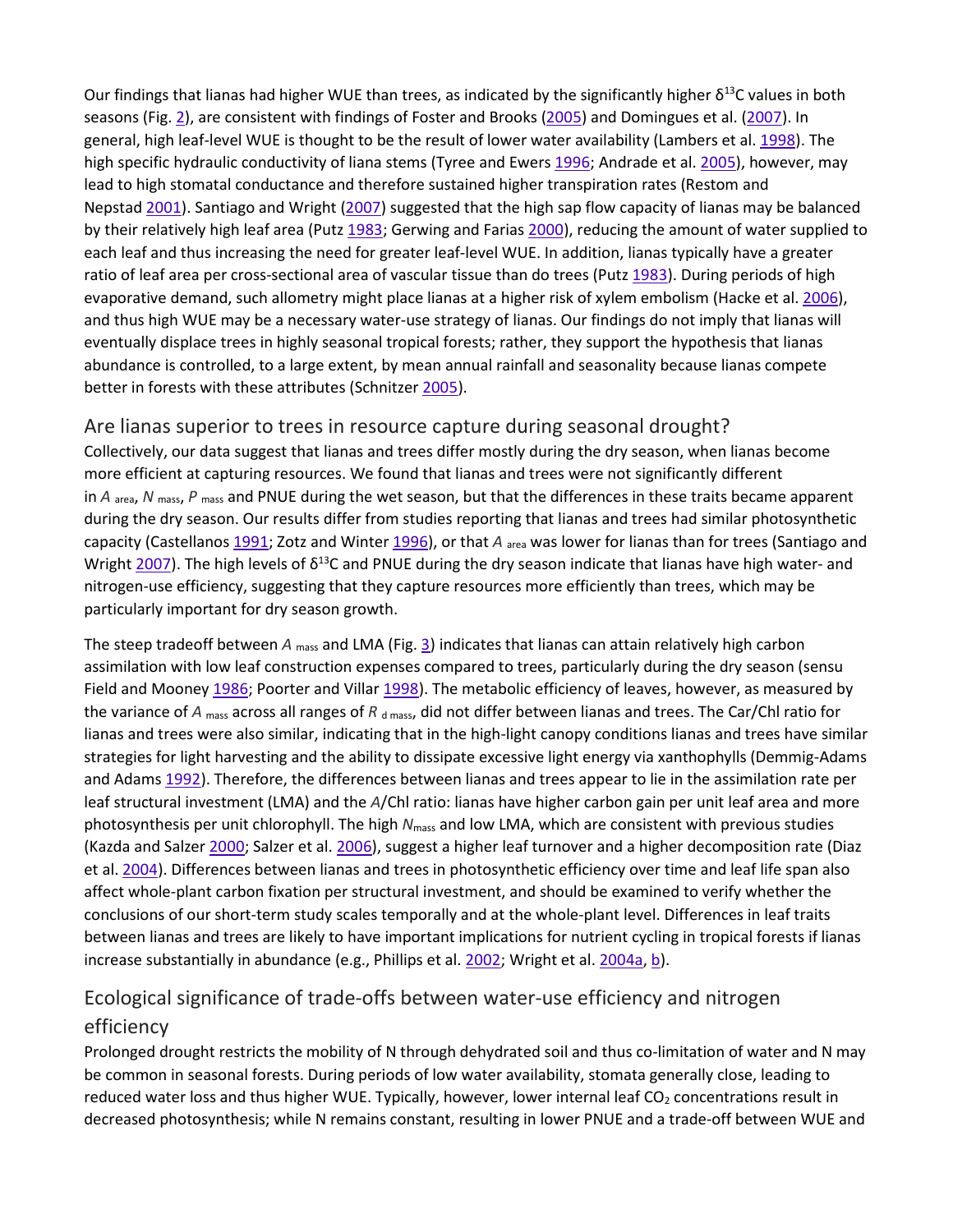Our findings that lianas had higher WUE than trees, as indicated by the significantly higher $\delta^{13}C$ values in both seasons (Fig. 2), are consistent with findings of Foster and Brooks (2005) and Domingues et al. (2007). In general, high leaf-level WUE is thought to be the result of lower water availability (Lambers et al. 1998). The high specific hydraulic conductivity of liana stems (Tyree and Ewers 1996; Andrade et al. 2005), however, may lead to high stomatal conductance and therefore sustained higher transpiration rates (Restom and Nepstad 2001). Santiago and Wright (2007) suggested that the high sap flow capacity of lianas may be balanced by their relatively high leaf area (Putz 1983; Gerwing and Farias 2000), reducing the amount of water supplied to each leaf and thus increasing the need for greater leaf-level WUE. In addition, lianas typically have a greater ratio of leaf area per cross-sectional area of vascular tissue than do trees (Putz 1983). During periods of high evaporative demand, such allometry might place lianas at a higher risk of xylem embolism (Hacke et al. 2006), and thus high WUE may be a necessary water-use strategy of lianas. Our findings do not imply that lianas will eventually displace trees in highly seasonal tropical forests; rather, they support the hypothesis that lianas abundance is controlled, to a large extent, by mean annual rainfall and seasonality because lianas compete better in forests with these attributes (Schnitzer 2005).

## Are lianas superior to trees in resource capture during seasonal drought?

Collectively, our data suggest that lianas and trees differ mostly during the dry season, when lianas become more efficient at capturing resources. We found that lianas and trees were not significantly different in $A_{area}$, $N_{mass}$, $P_{mass}$ and PNUE during the wet season, but that the differences in these traits became apparent during the dry season. Our results differ from studies reporting that lianas and trees had similar photosynthetic capacity (Castellanos 1991; Zotz and Winter 1996), or that $A_{area}$ was lower for lianas than for trees (Santiago and Wright 2007). The high levels of $\delta^{13}C$ and PNUE during the dry season indicate that lianas have high water- and nitrogen-use efficiency, suggesting that they capture resources more efficiently than trees, which may be particularly important for dry season growth.

The steep tradeoff between $A_{mass}$ and LMA (Fig. 3) indicates that lianas can attain relatively high carbon assimilation with low leaf construction expenses compared to trees, particularly during the dry season (sensu Field and Mooney 1986; Poorter and Villar 1998). The metabolic efficiency of leaves, however, as measured by the variance of $A_{mass}$ across all ranges of $R_{d\,mass}$, did not differ between lianas and trees. The Car/Chl ratio for lianas and trees were also similar, indicating that in the high-light canopy conditions lianas and trees have similar strategies for light harvesting and the ability to dissipate excessive light energy via xanthophylls (Demmig-Adams and Adams 1992). Therefore, the differences between lianas and trees appear to lie in the assimilation rate per leaf structural investment (LMA) and the *A*/Chl ratio: lianas have higher carbon gain per unit leaf area and more photosynthesis per unit chlorophyll. The high $N_{mass}$ and low LMA, which are consistent with previous studies (Kazda and Salzer 2000; Salzer et al. 2006), suggest a higher leaf turnover and a higher decomposition rate (Diaz et al. 2004). Differences between lianas and trees in photosynthetic efficiency over time and leaf life span also affect whole-plant carbon fixation per structural investment, and should be examined to verify whether the conclusions of our short-term study scales temporally and at the whole-plant level. Differences in leaf traits between lianas and trees are likely to have important implications for nutrient cycling in tropical forests if lianas increase substantially in abundance (e.g., Phillips et al. 2002; Wright et al. 2004a, b).

## Ecological significance of trade-offs between water-use efficiency and nitrogen efficiency

Prolonged drought restricts the mobility of N through dehydrated soil and thus co-limitation of water and N may be common in seasonal forests. During periods of low water availability, stomata generally close, leading to reduced water loss and thus higher WUE. Typically, however, lower internal leaf $CO_2$ concentrations result in decreased photosynthesis; while N remains constant, resulting in lower PNUE and a trade-off between WUE and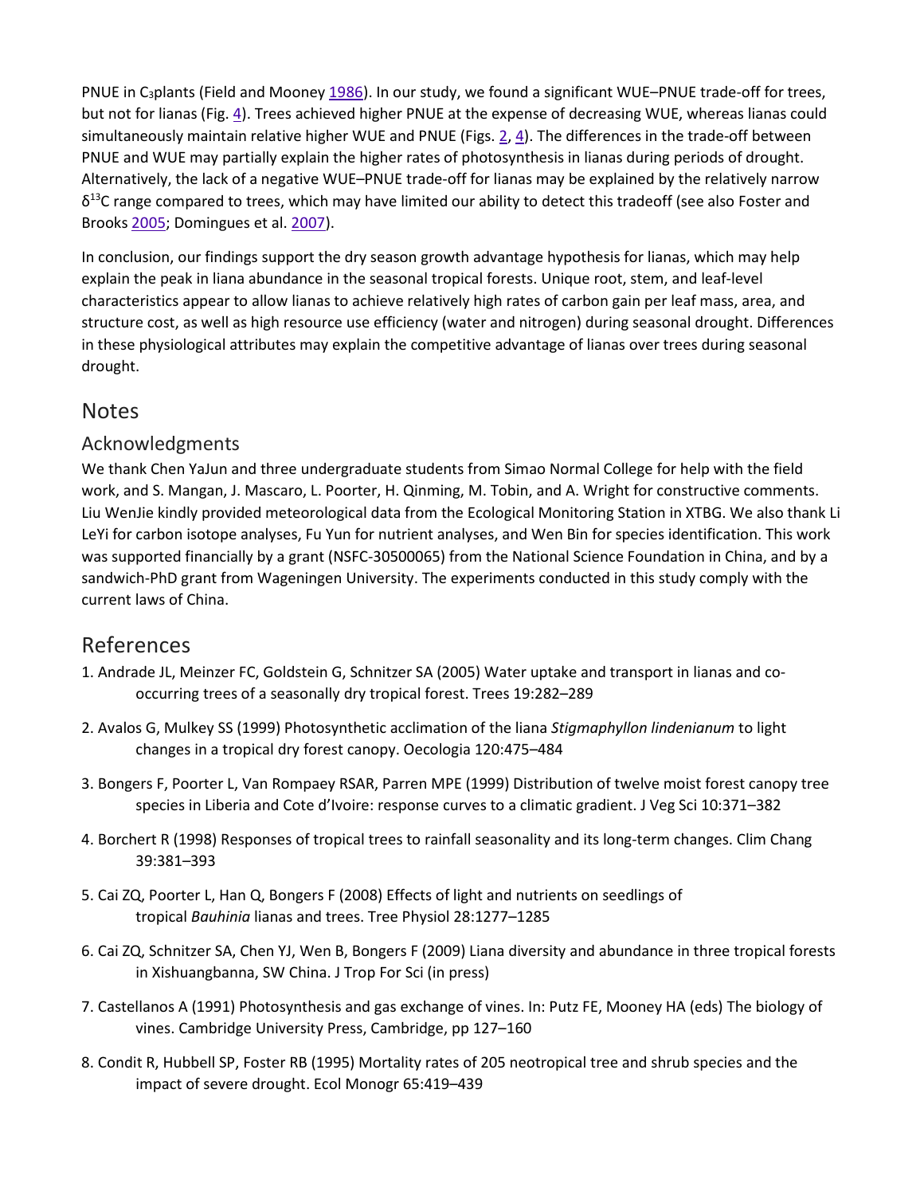PNUE in $C_3$plants (Field and Mooney 1986). In our study, we found a significant WUE–PNUE trade-off for trees, but not for lianas (Fig. 4). Trees achieved higher PNUE at the expense of decreasing WUE, whereas lianas could simultaneously maintain relative higher WUE and PNUE (Figs. 2, 4). The differences in the trade-off between PNUE and WUE may partially explain the higher rates of photosynthesis in lianas during periods of drought. Alternatively, the lack of a negative WUE–PNUE trade-off for lianas may be explained by the relatively narrow $\delta^{13}C$ range compared to trees, which may have limited our ability to detect this tradeoff (see also Foster and Brooks 2005; Domingues et al. 2007).

In conclusion, our findings support the dry season growth advantage hypothesis for lianas, which may help explain the peak in liana abundance in the seasonal tropical forests. Unique root, stem, and leaf-level characteristics appear to allow lianas to achieve relatively high rates of carbon gain per leaf mass, area, and structure cost, as well as high resource use efficiency (water and nitrogen) during seasonal drought. Differences in these physiological attributes may explain the competitive advantage of lianas over trees during seasonal drought.

## Notes

### Acknowledgments

We thank Chen YaJun and three undergraduate students from Simao Normal College for help with the field work, and S. Mangan, J. Mascaro, L. Poorter, H. Qinming, M. Tobin, and A. Wright for constructive comments. Liu WenJie kindly provided meteorological data from the Ecological Monitoring Station in XTBG. We also thank Li LeYi for carbon isotope analyses, Fu Yun for nutrient analyses, and Wen Bin for species identification. This work was supported financially by a grant (NSFC-30500065) from the National Science Foundation in China, and by a sandwich-PhD grant from Wageningen University. The experiments conducted in this study comply with the current laws of China.

## References

1. Andrade JL, Meinzer FC, Goldstein G, Schnitzer SA (2005) Water uptake and transport in lianas and co-occurring trees of a seasonally dry tropical forest. Trees 19:282–289
2. Avalos G, Mulkey SS (1999) Photosynthetic acclimation of the liana *Stigmaphyllon lindenianum* to light changes in a tropical dry forest canopy. Oecologia 120:475–484
3. Bongers F, Poorter L, Van Rompaey RSAR, Parren MPE (1999) Distribution of twelve moist forest canopy tree species in Liberia and Cote d'Ivoire: response curves to a climatic gradient. J Veg Sci 10:371–382
4. Borchert R (1998) Responses of tropical trees to rainfall seasonality and its long-term changes. Clim Chang 39:381–393
5. Cai ZQ, Poorter L, Han Q, Bongers F (2008) Effects of light and nutrients on seedlings of tropical *Bauhinia* lianas and trees. Tree Physiol 28:1277–1285
6. Cai ZQ, Schnitzer SA, Chen YJ, Wen B, Bongers F (2009) Liana diversity and abundance in three tropical forests in Xishuangbanna, SW China. J Trop For Sci (in press)
7. Castellanos A (1991) Photosynthesis and gas exchange of vines. In: Putz FE, Mooney HA (eds) The biology of vines. Cambridge University Press, Cambridge, pp 127–160
8. Condit R, Hubbell SP, Foster RB (1995) Mortality rates of 205 neotropical tree and shrub species and the impact of severe drought. Ecol Monogr 65:419–439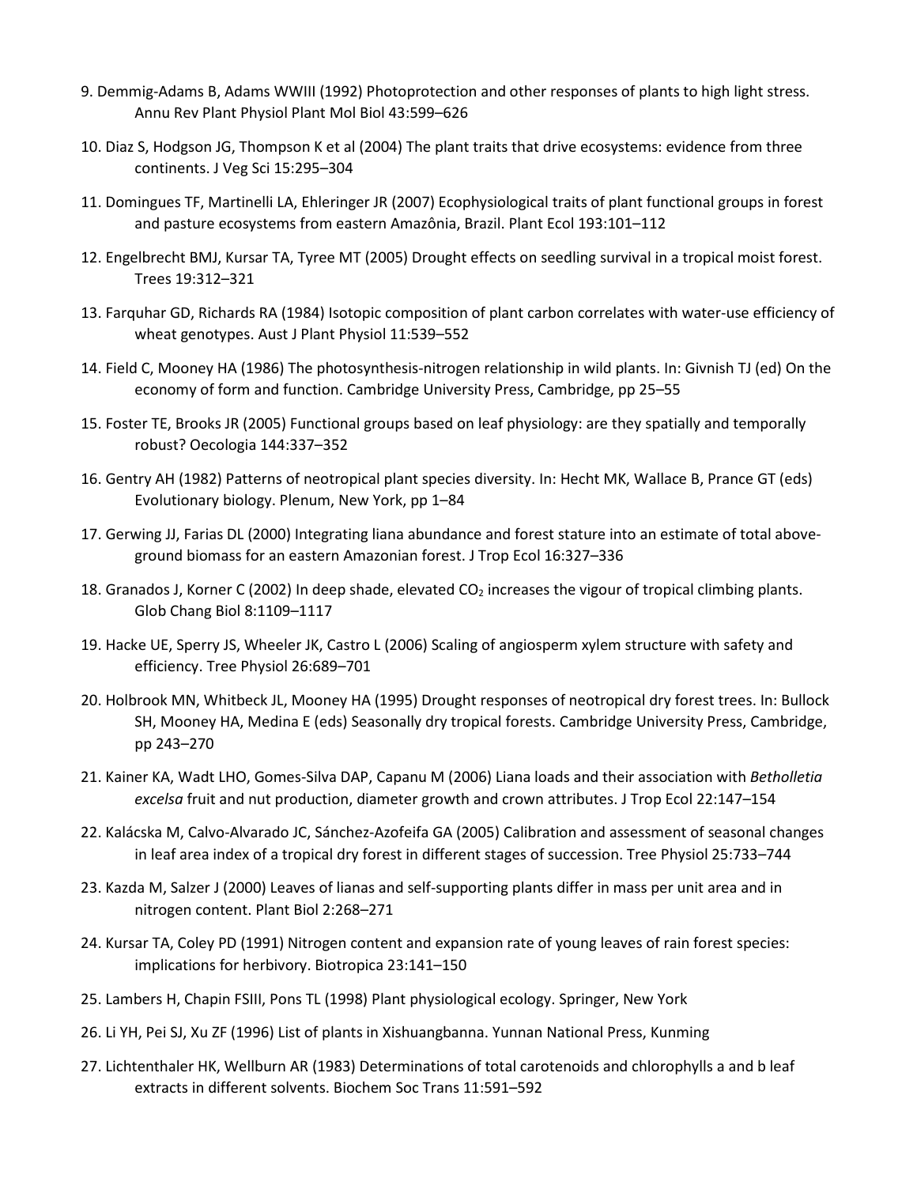9. Demmig-Adams B, Adams WWIII (1992) Photoprotection and other responses of plants to high light stress. Annu Rev Plant Physiol Plant Mol Biol 43:599–626

10. Diaz S, Hodgson JG, Thompson K et al (2004) The plant traits that drive ecosystems: evidence from three continents. J Veg Sci 15:295–304

11. Domingues TF, Martinelli LA, Ehleringer JR (2007) Ecophysiological traits of plant functional groups in forest and pasture ecosystems from eastern Amazônia, Brazil. Plant Ecol 193:101–112

12. Engelbrecht BMJ, Kursar TA, Tyree MT (2005) Drought effects on seedling survival in a tropical moist forest. Trees 19:312–321

13. Farquhar GD, Richards RA (1984) Isotopic composition of plant carbon correlates with water-use efficiency of wheat genotypes. Aust J Plant Physiol 11:539–552

14. Field C, Mooney HA (1986) The photosynthesis-nitrogen relationship in wild plants. In: Givnish TJ (ed) On the economy of form and function. Cambridge University Press, Cambridge, pp 25–55

15. Foster TE, Brooks JR (2005) Functional groups based on leaf physiology: are they spatially and temporally robust? Oecologia 144:337–352

16. Gentry AH (1982) Patterns of neotropical plant species diversity. In: Hecht MK, Wallace B, Prance GT (eds) Evolutionary biology. Plenum, New York, pp 1–84

17. Gerwing JJ, Farias DL (2000) Integrating liana abundance and forest stature into an estimate of total above-ground biomass for an eastern Amazonian forest. J Trop Ecol 16:327–336

18. Granados J, Korner C (2002) In deep shade, elevated $CO_2$ increases the vigour of tropical climbing plants. Glob Chang Biol 8:1109–1117

19. Hacke UE, Sperry JS, Wheeler JK, Castro L (2006) Scaling of angiosperm xylem structure with safety and efficiency. Tree Physiol 26:689–701

20. Holbrook MN, Whitbeck JL, Mooney HA (1995) Drought responses of neotropical dry forest trees. In: Bullock SH, Mooney HA, Medina E (eds) Seasonally dry tropical forests. Cambridge University Press, Cambridge, pp 243–270

21. Kainer KA, Wadt LHO, Gomes-Silva DAP, Capanu M (2006) Liana loads and their association with *Betholletia excelsa* fruit and nut production, diameter growth and crown attributes. J Trop Ecol 22:147–154

22. Kalácska M, Calvo-Alvarado JC, Sánchez-Azofeifa GA (2005) Calibration and assessment of seasonal changes in leaf area index of a tropical dry forest in different stages of succession. Tree Physiol 25:733–744

23. Kazda M, Salzer J (2000) Leaves of lianas and self-supporting plants differ in mass per unit area and in nitrogen content. Plant Biol 2:268–271

24. Kursar TA, Coley PD (1991) Nitrogen content and expansion rate of young leaves of rain forest species: implications for herbivory. Biotropica 23:141–150

25. Lambers H, Chapin FSIII, Pons TL (1998) Plant physiological ecology. Springer, New York

26. Li YH, Pei SJ, Xu ZF (1996) List of plants in Xishuangbanna. Yunnan National Press, Kunming

27. Lichtenthaler HK, Wellburn AR (1983) Determinations of total carotenoids and chlorophylls a and b leaf extracts in different solvents. Biochem Soc Trans 11:591–592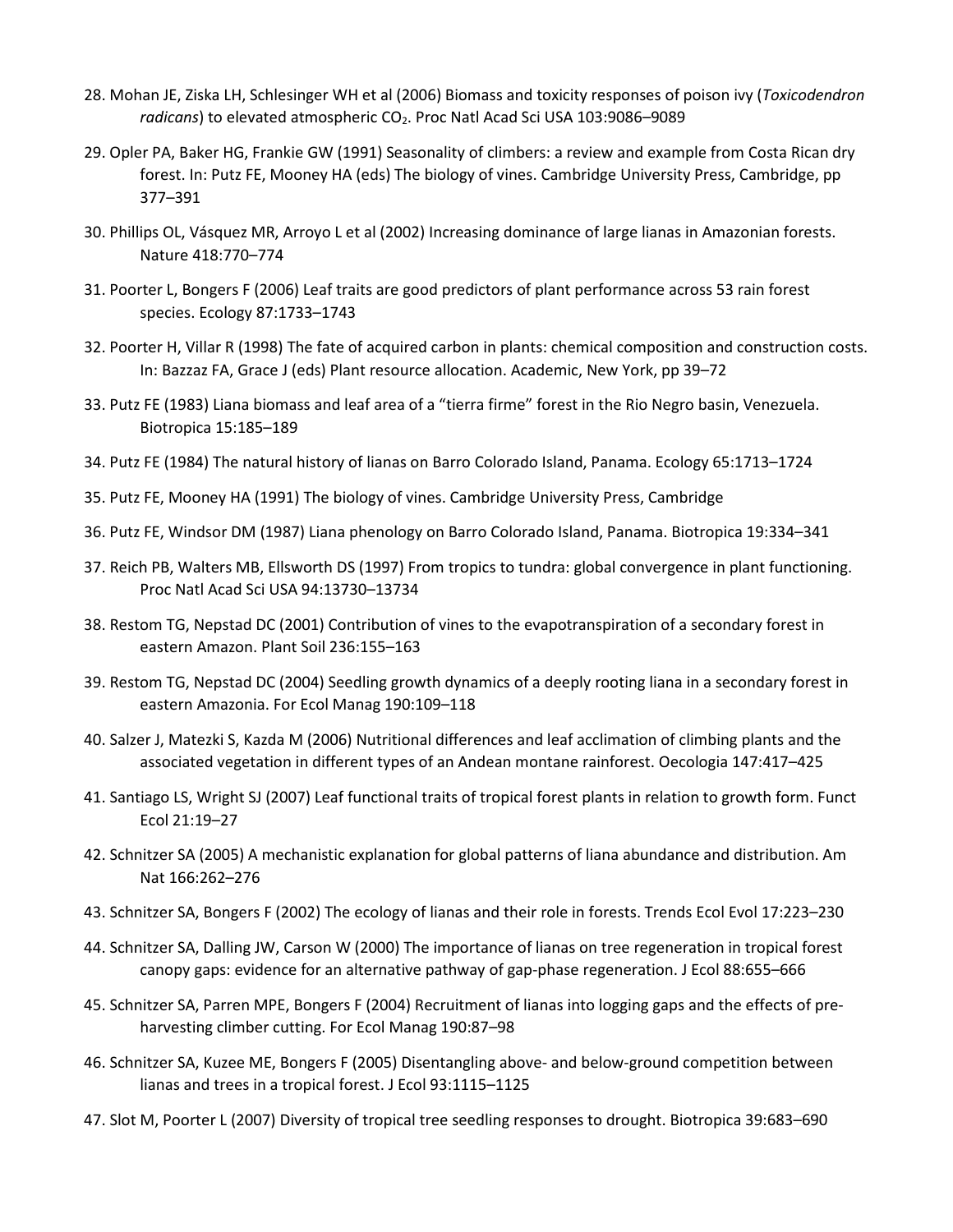28. Mohan JE, Ziska LH, Schlesinger WH et al (2006) Biomass and toxicity responses of poison ivy (*Toxicodendron radicans*) to elevated atmospheric $CO_2$. Proc Natl Acad Sci USA 103:9086–9089

29. Opler PA, Baker HG, Frankie GW (1991) Seasonality of climbers: a review and example from Costa Rican dry forest. In: Putz FE, Mooney HA (eds) The biology of vines. Cambridge University Press, Cambridge, pp 377–391

30. Phillips OL, Vásquez MR, Arroyo L et al (2002) Increasing dominance of large lianas in Amazonian forests. Nature 418:770–774

31. Poorter L, Bongers F (2006) Leaf traits are good predictors of plant performance across 53 rain forest species. Ecology 87:1733–1743

32. Poorter H, Villar R (1998) The fate of acquired carbon in plants: chemical composition and construction costs. In: Bazzaz FA, Grace J (eds) Plant resource allocation. Academic, New York, pp 39–72

33. Putz FE (1983) Liana biomass and leaf area of a "tierra firme" forest in the Rio Negro basin, Venezuela. Biotropica 15:185–189

34. Putz FE (1984) The natural history of lianas on Barro Colorado Island, Panama. Ecology 65:1713–1724

35. Putz FE, Mooney HA (1991) The biology of vines. Cambridge University Press, Cambridge

36. Putz FE, Windsor DM (1987) Liana phenology on Barro Colorado Island, Panama. Biotropica 19:334–341

37. Reich PB, Walters MB, Ellsworth DS (1997) From tropics to tundra: global convergence in plant functioning. Proc Natl Acad Sci USA 94:13730–13734

38. Restom TG, Nepstad DC (2001) Contribution of vines to the evapotranspiration of a secondary forest in eastern Amazon. Plant Soil 236:155–163

39. Restom TG, Nepstad DC (2004) Seedling growth dynamics of a deeply rooting liana in a secondary forest in eastern Amazonia. For Ecol Manag 190:109–118

40. Salzer J, Matezki S, Kazda M (2006) Nutritional differences and leaf acclimation of climbing plants and the associated vegetation in different types of an Andean montane rainforest. Oecologia 147:417–425

41. Santiago LS, Wright SJ (2007) Leaf functional traits of tropical forest plants in relation to growth form. Funct Ecol 21:19–27

42. Schnitzer SA (2005) A mechanistic explanation for global patterns of liana abundance and distribution. Am Nat 166:262–276

43. Schnitzer SA, Bongers F (2002) The ecology of lianas and their role in forests. Trends Ecol Evol 17:223–230

44. Schnitzer SA, Dalling JW, Carson W (2000) The importance of lianas on tree regeneration in tropical forest canopy gaps: evidence for an alternative pathway of gap-phase regeneration. J Ecol 88:655–666

45. Schnitzer SA, Parren MPE, Bongers F (2004) Recruitment of lianas into logging gaps and the effects of pre-harvesting climber cutting. For Ecol Manag 190:87–98

46. Schnitzer SA, Kuzee ME, Bongers F (2005) Disentangling above- and below-ground competition between lianas and trees in a tropical forest. J Ecol 93:1115–1125

47. Slot M, Poorter L (2007) Diversity of tropical tree seedling responses to drought. Biotropica 39:683–690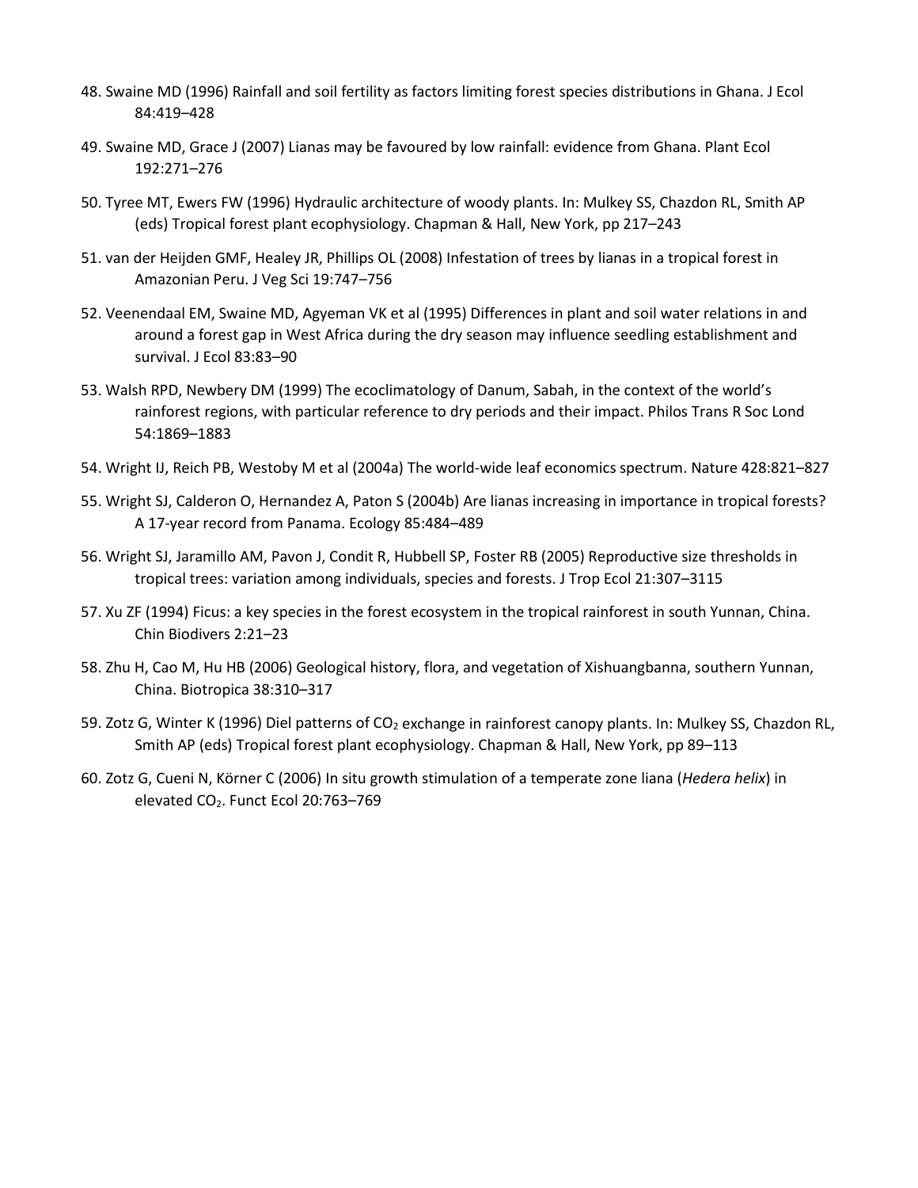48. Swaine MD (1996) Rainfall and soil fertility as factors limiting forest species distributions in Ghana. J Ecol 84:419–428

49. Swaine MD, Grace J (2007) Lianas may be favoured by low rainfall: evidence from Ghana. Plant Ecol 192:271–276

50. Tyree MT, Ewers FW (1996) Hydraulic architecture of woody plants. In: Mulkey SS, Chazdon RL, Smith AP (eds) Tropical forest plant ecophysiology. Chapman & Hall, New York, pp 217–243

51. van der Heijden GMF, Healey JR, Phillips OL (2008) Infestation of trees by lianas in a tropical forest in Amazonian Peru. J Veg Sci 19:747–756

52. Veenendaal EM, Swaine MD, Agyeman VK et al (1995) Differences in plant and soil water relations in and around a forest gap in West Africa during the dry season may influence seedling establishment and survival. J Ecol 83:83–90

53. Walsh RPD, Newbery DM (1999) The ecoclimatology of Danum, Sabah, in the context of the world's rainforest regions, with particular reference to dry periods and their impact. Philos Trans R Soc Lond 54:1869–1883

54. Wright IJ, Reich PB, Westoby M et al (2004a) The world-wide leaf economics spectrum. Nature 428:821–827

55. Wright SJ, Calderon O, Hernandez A, Paton S (2004b) Are lianas increasing in importance in tropical forests? A 17-year record from Panama. Ecology 85:484–489

56. Wright SJ, Jaramillo AM, Pavon J, Condit R, Hubbell SP, Foster RB (2005) Reproductive size thresholds in tropical trees: variation among individuals, species and forests. J Trop Ecol 21:307–3115

57. Xu ZF (1994) Ficus: a key species in the forest ecosystem in the tropical rainforest in south Yunnan, China. Chin Biodivers 2:21–23

58. Zhu H, Cao M, Hu HB (2006) Geological history, flora, and vegetation of Xishuangbanna, southern Yunnan, China. Biotropica 38:310–317

59. Zotz G, Winter K (1996) Diel patterns of $CO_2$ exchange in rainforest canopy plants. In: Mulkey SS, Chazdon RL, Smith AP (eds) Tropical forest plant ecophysiology. Chapman & Hall, New York, pp 89–113

60. Zotz G, Cueni N, Körner C (2006) In situ growth stimulation of a temperate zone liana (*Hedera helix*) in elevated $CO_2$. Funct Ecol 20:763–769